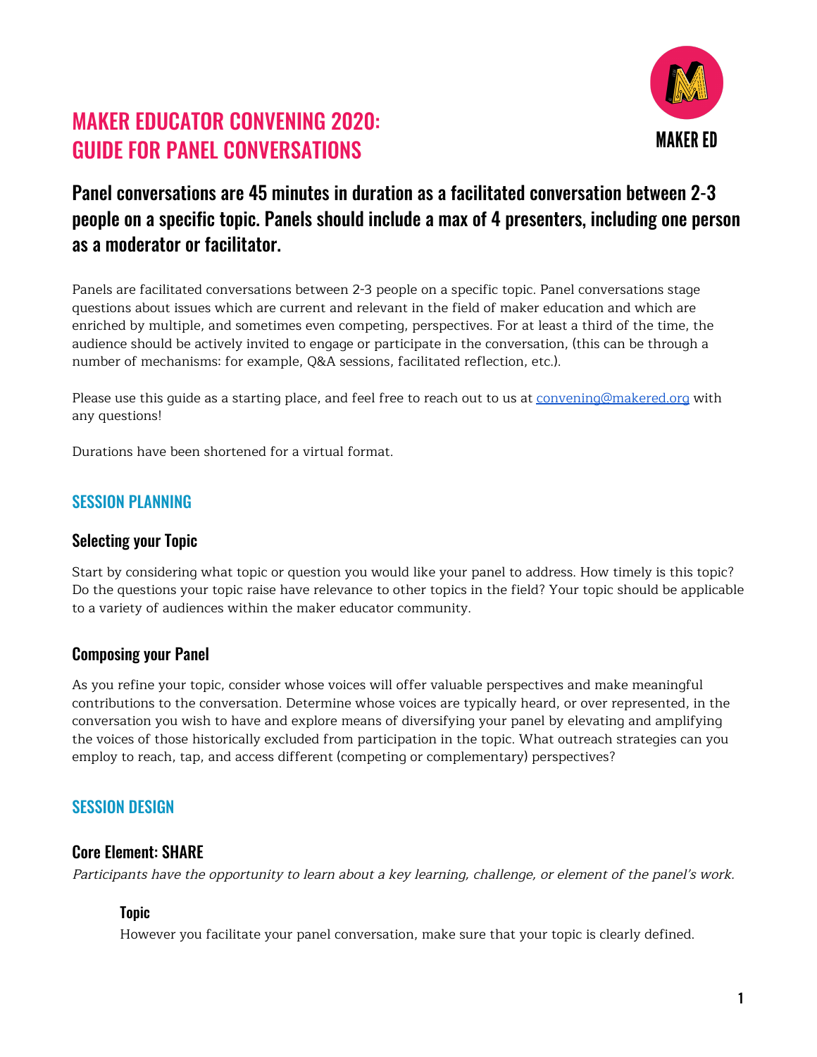# MAKER EDUCATOR CONVENING 2020: GUIDE FOR PANEL CONVERSATIONS

MAKER ED

## Panel conversations are 45 minutes in duration as a facilitated conversation between 2-3 people on a specific topic. Panels should include a max of 4 presenters, including one person as a moderator or facilitator.

Panels are facilitated conversations between 2-3 people on a specific topic. Panel conversations stage questions about issues which are current and relevant in the field of maker education and which are enriched by multiple, and sometimes even competing, perspectives. For at least a third of the time, the audience should be actively invited to engage or participate in the conversation, (this can be through a number of mechanisms: for example, Q&A sessions, facilitated reflection, etc.).

Please use this guide as a starting place, and feel free to reach out to us at convening@makered.org with any questions!

Durations have been shortened for a virtual format.

## SESSION PLANNING

### Selecting your Topic

Start by considering what topic or question you would like your panel to address. How timely is this topic? Do the questions your topic raise have relevance to other topics in the field? Your topic should be applicable to a variety of audiences within the maker educator community.

### Composing your Panel

As you refine your topic, consider whose voices will offer valuable perspectives and make meaningful contributions to the conversation. Determine whose voices are typically heard, or over represented, in the conversation you wish to have and explore means of diversifying your panel by elevating and amplifying the voices of those historically excluded from participation in the topic. What outreach strategies can you employ to reach, tap, and access different (competing or complementary) perspectives?

## SESSION DESIGN

### Core Element: SHARE

*Participants have the opportunity to learn about a key learning, challenge, or element of the panel's work.*

#### Topic

However you facilitate your panel conversation, make sure that your topic is clearly defined.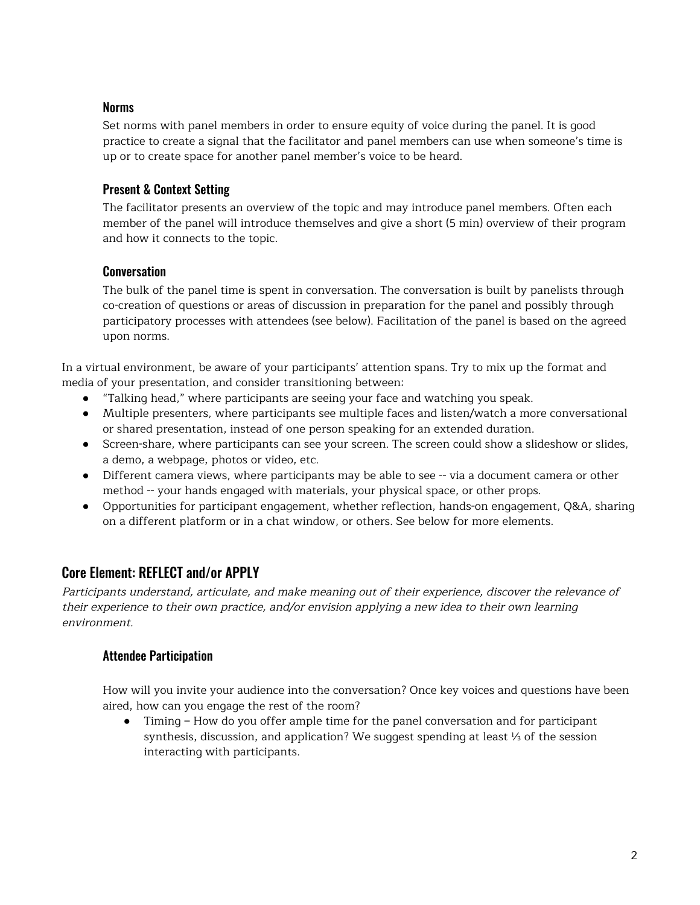### Norms

Set norms with panel members in order to ensure equity of voice during the panel. It is good practice to create a signal that the facilitator and panel members can use when someone's time is up or to create space for another panel member's voice to be heard.

### Present & Context Setting

The facilitator presents an overview of the topic and may introduce panel members. Often each member of the panel will introduce themselves and give a short (5 min) overview of their program and how it connects to the topic.

### Conversation

The bulk of the panel time is spent in conversation. The conversation is built by panelists through co-creation of questions or areas of discussion in preparation for the panel and possibly through participatory processes with attendees (see below). Facilitation of the panel is based on the agreed upon norms.

In a virtual environment, be aware of your participants' attention spans. Try to mix up the format and media of your presentation, and consider transitioning between:

- "Talking head," where participants are seeing your face and watching you speak.
- Multiple presenters, where participants see multiple faces and listen/watch a more conversational or shared presentation, instead of one person speaking for an extended duration.
- Screen-share, where participants can see your screen. The screen could show a slideshow or slides, a demo, a webpage, photos or video, etc.
- Different camera views, where participants may be able to see -- via a document camera or other method -- your hands engaged with materials, your physical space, or other props.
- Opportunities for participant engagement, whether reflection, hands-on engagement, Q&A, sharing on a different platform or in a chat window, or others. See below for more elements.

## Core Element: REFLECT and/or APPLY

*Participants understand, articulate, and make meaning out of their experience, discover the relevance of their experience to their own practice, and/or envision applying a new idea to their own learning environment.*

### Attendee Participation

How will you invite your audience into the conversation? Once key voices and questions have been aired, how can you engage the rest of the room?

- Timing – How do you offer ample time for the panel conversation and for participant synthesis, discussion, and application? We suggest spending at least ⅓ of the session interacting with participants.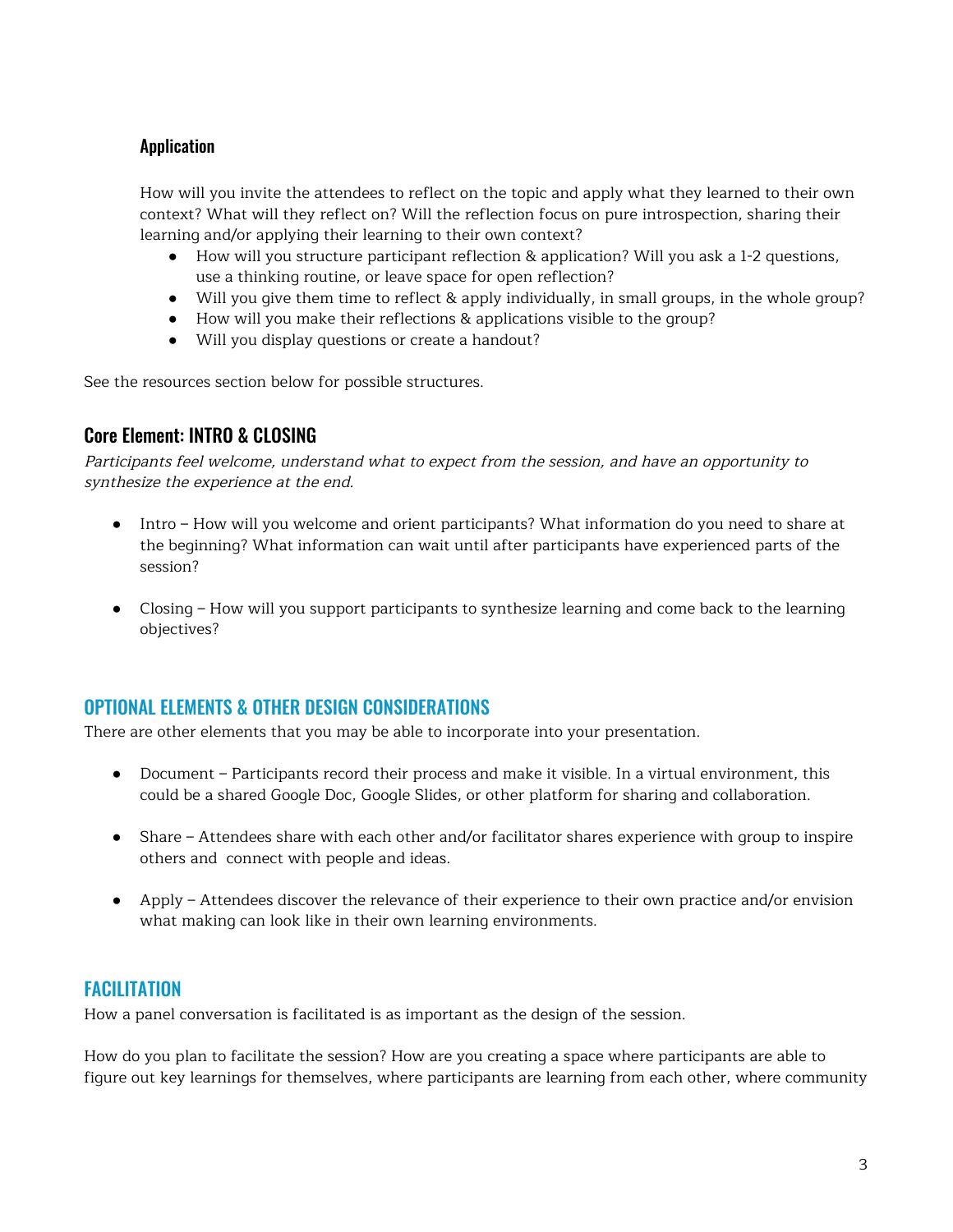### Application

How will you invite the attendees to reflect on the topic and apply what they learned to their own context? What will they reflect on? Will the reflection focus on pure introspection, sharing their learning and/or applying their learning to their own context?

- How will you structure participant reflection & application? Will you ask a 1-2 questions, use a thinking routine, or leave space for open reflection?
- Will you give them time to reflect & apply individually, in small groups, in the whole group?
- How will you make their reflections & applications visible to the group?
- Will you display questions or create a handout?

See the resources section below for possible structures.

### Core Element: INTRO & CLOSING

*Participants feel welcome, understand what to expect from the session, and have an opportunity to synthesize the experience at the end.*

- Intro – How will you welcome and orient participants? What information do you need to share at the beginning? What information can wait until after participants have experienced parts of the session?

- Closing – How will you support participants to synthesize learning and come back to the learning objectives?

## OPTIONAL ELEMENTS & OTHER DESIGN CONSIDERATIONS

There are other elements that you may be able to incorporate into your presentation.

- Document – Participants record their process and make it visible. In a virtual environment, this could be a shared Google Doc, Google Slides, or other platform for sharing and collaboration.

- Share – Attendees share with each other and/or facilitator shares experience with group to inspire others and connect with people and ideas.

- Apply – Attendees discover the relevance of their experience to their own practice and/or envision what making can look like in their own learning environments.

## FACILITATION

How a panel conversation is facilitated is as important as the design of the session.

How do you plan to facilitate the session? How are you creating a space where participants are able to figure out key learnings for themselves, where participants are learning from each other, where community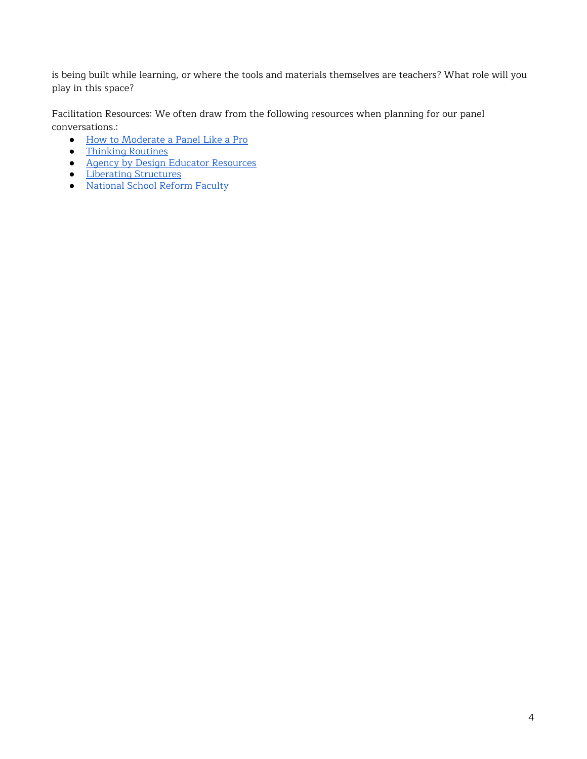is being built while learning, or where the tools and materials themselves are teachers? What role will you play in this space?

Facilitation Resources: We often draw from the following resources when planning for our panel conversations.:

- How to Moderate a Panel Like a Pro
- Thinking Routines
- Agency by Design Educator Resources
- Liberating Structures
- National School Reform Faculty